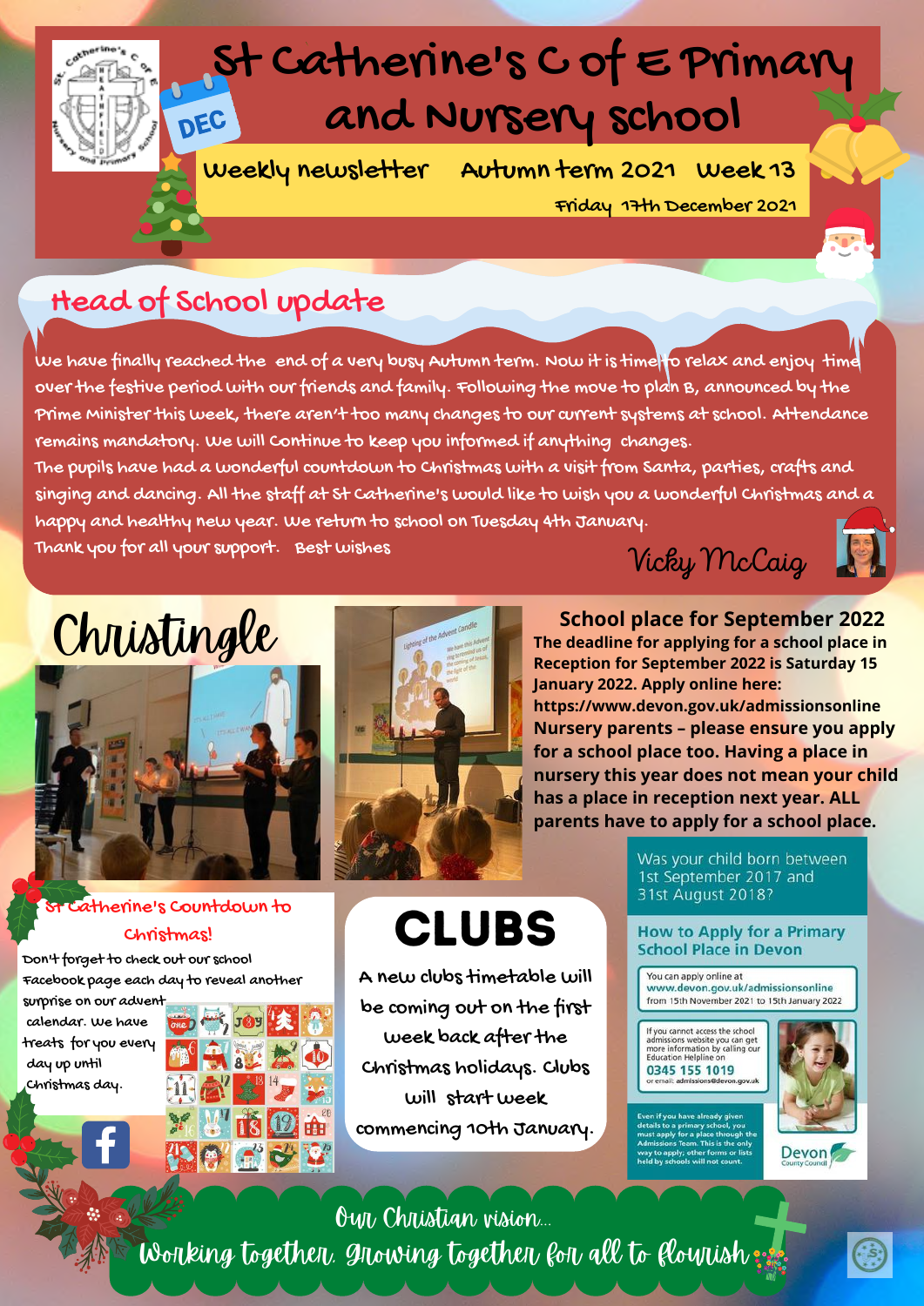# St Catherine's C of E Primary and Nursery School

**Weekly newsletter Autumn term 2021 Week 13**

Friday 17th December 2021

## Head of School update

We have finally reached the end of a very busy Autumn term. Now it is time to relax and enjoy time over the festive period with our friends and family. Following the move to plan B, announced by the Prime Minister this week, there aren't too many changes to our current systems at school. Attendance remains mandatory. We will continue to keep you informed if anything changes.

The pupils have had a wonderful countdown to Christmas with a visit from Santa, parties, crafts and singing and dancing. All the staff at St Catherine's would like to wish you a wonderful Christmas and a happy and healthy new year. We return to school on Tuesday 4th January.

Thank you for all your support. Best wishes

Vicky McCaig

## Christingle

## School place for September 2022

**The deadline for applying for a school place in Reception for September 2022 is Saturday 15 January 2022. Apply online here: https://www.devon.gov.uk/admissionsonline**

**Nursery parents – please ensure you apply for a school place too. Having a place in nursery this year does not mean your child has a place in reception next year. ALL parents have to apply for a school place.**

Was your child born between 1st September 2017 and 31st August 2018?

**How to Apply for a Primary School Place in Devon**

You can apply online at **www.devon.gov.uk/admissionsonline** from 15th November 2021 to 15th January 2022

If you cannot access the school admissions website you can get more information by calling our Education Helpline on **0345 155 1019** or email: admissions@devon.gov.uk

Even if you have already given details to a primary school, you must apply for a place through the Admissions Team. This is the only way to apply; other forms or lists held by schools will not count.

Devon County Council

## St Catherine's Countdown to Christmas!

Don't forget to check out our school Facebook page each day to reveal another surprise on our advent calendar. We have treats for you every day up until Christmas day.

## CLUBS

A new clubs timetable will be coming out on the first week back after the Christmas holidays. Clubs will start week commencing 10th January.

Our Christian vision...

Working together, Growing together for all to flourish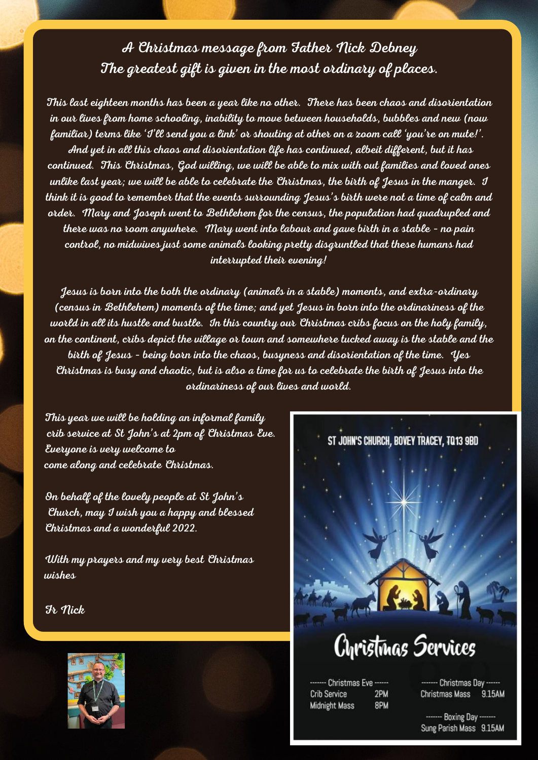## A Christmas message from Father Nick Debney
## The greatest gift is given in the most ordinary of places.

This last eighteen months has been a year like no other. There has been chaos and disorientation in our lives from home schooling, inability to move between households, bubbles and new (now familiar) terms like 'I'll send you a link' or shouting at other on a zoom call 'you're on mute!'. And yet in all this chaos and disorientation life has continued, albeit different, but it has continued. This Christmas, God willing, we will be able to mix with out families and loved ones unlike last year; we will be able to celebrate the Christmas, the birth of Jesus in the manger. I think it is good to remember that the events surrounding Jesus's birth were not a time of calm and order. Mary and Joseph went to Bethlehem for the census, the population had quadrupled and there was no room anywhere. Mary went into labour and gave birth in a stable - no pain control, no midwives just some animals looking pretty disgruntled that these humans had interrupted their evening!

Jesus is born into the both the ordinary (animals in a stable) moments, and extra-ordinary (census in Bethlehem) moments of the time; and yet Jesus in born into the ordinariness of the world in all its hustle and bustle. In this country our Christmas cribs focus on the holy family, on the continent, cribs depict the village or town and somewhere tucked away is the stable and the birth of Jesus - being born into the chaos, busyness and disorientation of the time. Yes Christmas is busy and chaotic, but is also a time for us to celebrate the birth of Jesus into the ordinariness of our lives and world.

This year we will be holding an informal family crib service at St John's at 2pm of Christmas Eve. Everyone is very welcome to come along and celebrate Christmas.

On behalf of the lovely people at St John's Church, may I wish you a happy and blessed Christmas and a wonderful 2022.

With my prayers and my very best Christmas wishes

Fr Nick

ST JOHN'S CHURCH, BOVEY TRACEY, TQ13 9BD

# Christmas Services

------- Christmas Eve ------
Crib Service 2PM
Midnight Mass 8PM

------- Christmas Day ------
Christmas Mass 9.15AM

------- Boxing Day -------
Sung Parish Mass 9.15AM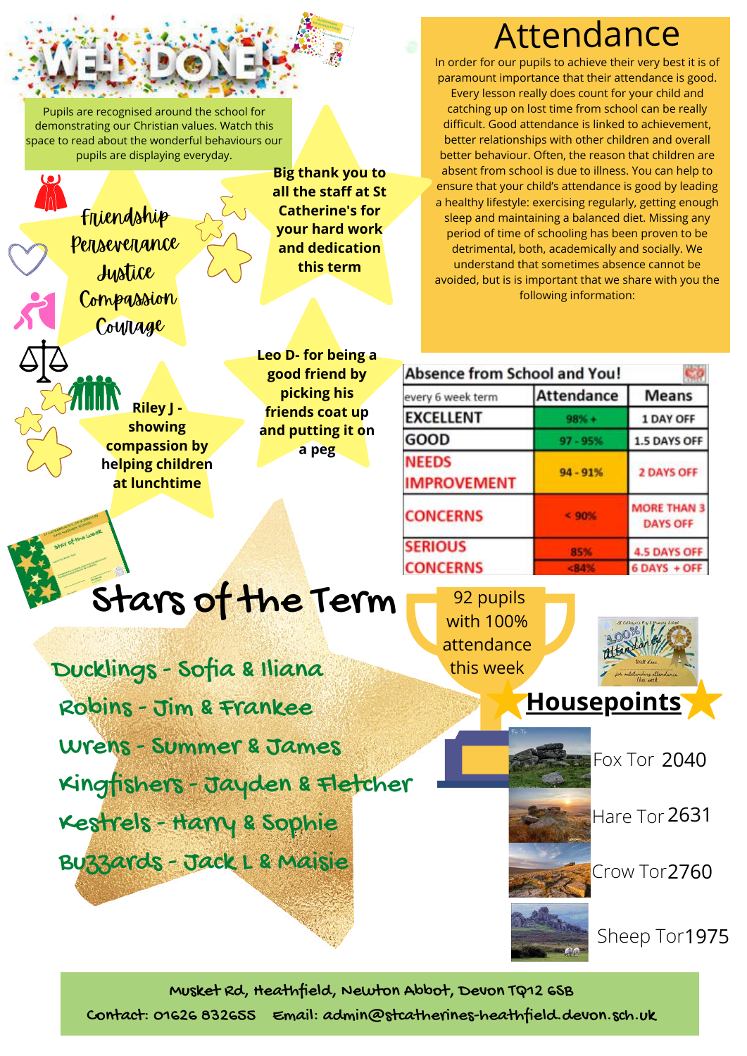# WELL DONE!

Pupils are recognised around the school for demonstrating our Christian values. Watch this space to read about the wonderful behaviours our pupils are displaying everyday.

Friendship
Perseverance
Justice
Compassion
Courage

**Big thank you to all the staff at St Catherine's for your hard work and dedication this term**

**Leo D- for being a good friend by picking his friends coat up and putting it on a peg**

**Riley J - showing compassion by helping children at lunchtime**

# Attendance

In order for our pupils to achieve their very best it is of paramount importance that their attendance is good. Every lesson really does count for your child and catching up on lost time from school can be really difficult. Good attendance is linked to achievement, better relationships with other children and overall better behaviour. Often, the reason that children are absent from school is due to illness. You can help to ensure that your child's attendance is good by leading a healthy lifestyle: exercising regularly, getting enough sleep and maintaining a balanced diet. Missing any period of time of schooling has been proven to be detrimental, both, academically and socially. We understand that sometimes absence cannot be avoided, but is is important that we share with you the following information:

**Absence from School and You!**

| every 6 week term | Attendance | Means |
|---|---|---|
| EXCELLENT | 98% + | 1 DAY OFF |
| GOOD | 97 - 95% | 1.5 DAYS OFF |
| NEEDS IMPROVEMENT | 94 - 91% | 2 DAYS OFF |
| CONCERNS | < 90% | MORE THAN 3 DAYS OFF |
| SERIOUS CONCERNS | 85% <84% | 4.5 DAYS OFF 6 DAYS + OFF |

# Stars of the Term

Ducklings - Sofia & Iliana
Robins - Jim & Frankee
Wrens - Summer & James
Kingfishers - Jayden & Fletcher
Kestrels - Harry & Sophie
Buzzards - Jack L & Maisie

92 pupils with 100% attendance this week

## Housepoints

Fox Tor 2040
Hare Tor 2631
Crow Tor 2760
Sheep Tor 1975

Musket Rd, Heathfield, Newton Abbot, Devon TQ12 6SB
Contact: 01626 832655 Email: admin@stcatherines-heathfield.devon.sch.uk